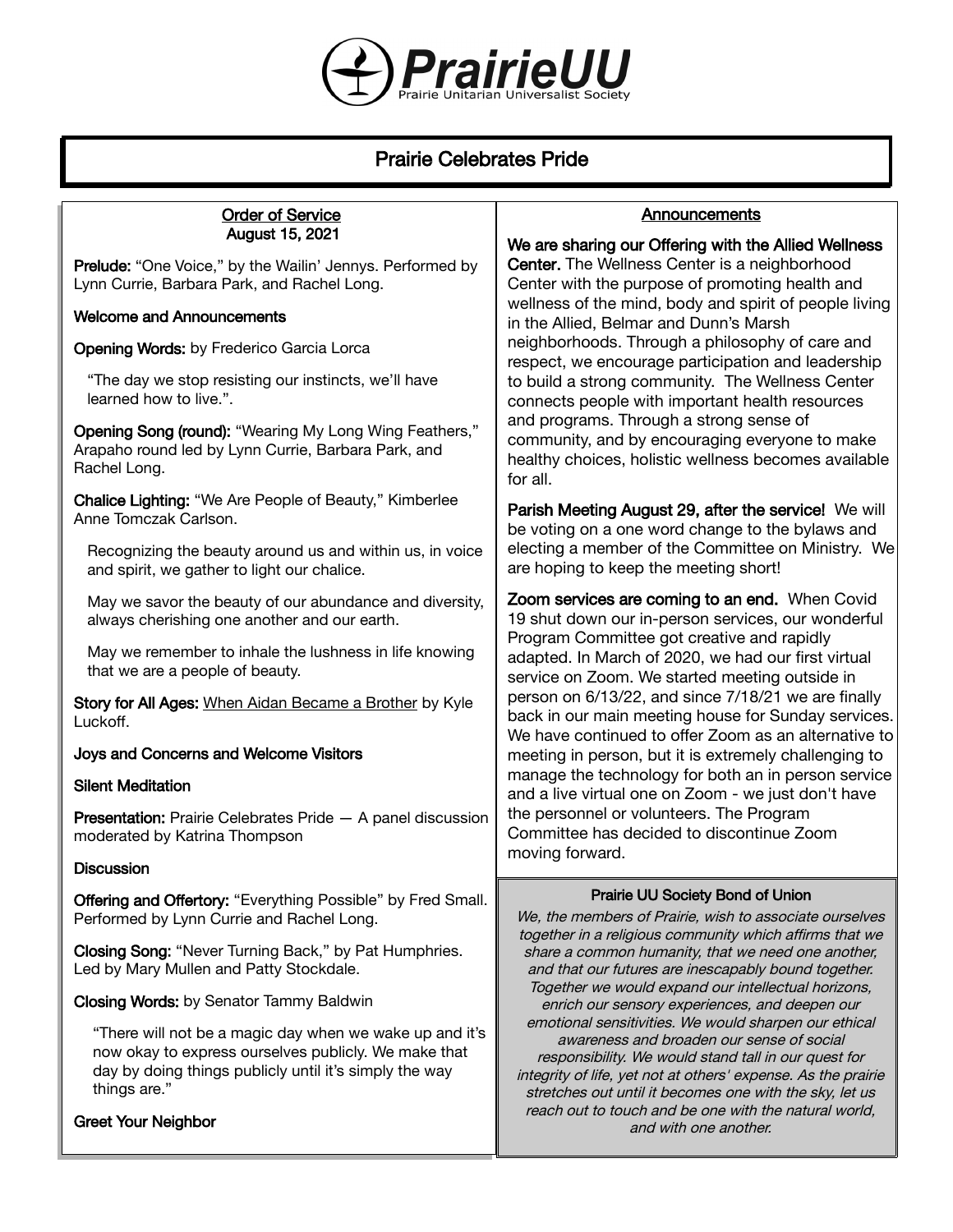# PrairieUU

Prairie Unitarian Universalist Society

## Prairie Celebrates Pride

### Order of Service
**August 15, 2021**

**Prelude:** "One Voice," by the Wailin' Jennys. Performed by Lynn Currie, Barbara Park, and Rachel Long.

**Welcome and Announcements**

**Opening Words:** by Frederico Garcia Lorca

> "The day we stop resisting our instincts, we'll have learned how to live.".

**Opening Song (round):** "Wearing My Long Wing Feathers," Arapaho round led by Lynn Currie, Barbara Park, and Rachel Long.

**Chalice Lighting:** "We Are People of Beauty," Kimberlee Anne Tomczak Carlson.

> Recognizing the beauty around us and within us, in voice and spirit, we gather to light our chalice.
>
> May we savor the beauty of our abundance and diversity, always cherishing one another and our earth.
>
> May we remember to inhale the lushness in life knowing that we are a people of beauty.

**Story for All Ages:** When Aidan Became a Brother by Kyle Luckoff.

**Joys and Concerns and Welcome Visitors**

**Silent Meditation**

**Presentation:** Prairie Celebrates Pride — A panel discussion moderated by Katrina Thompson

**Discussion**

**Offering and Offertory:** "Everything Possible" by Fred Small. Performed by Lynn Currie and Rachel Long.

**Closing Song:** "Never Turning Back," by Pat Humphries. Led by Mary Mullen and Patty Stockdale.

**Closing Words:** by Senator Tammy Baldwin

> "There will not be a magic day when we wake up and it's now okay to express ourselves publicly. We make that day by doing things publicly until it's simply the way things are."

**Greet Your Neighbor**

### Announcements

**We are sharing our Offering with the Allied Wellness Center.** The Wellness Center is a neighborhood Center with the purpose of promoting health and wellness of the mind, body and spirit of people living in the Allied, Belmar and Dunn's Marsh neighborhoods. Through a philosophy of care and respect, we encourage participation and leadership to build a strong community. The Wellness Center connects people with important health resources and programs. Through a strong sense of community, and by encouraging everyone to make healthy choices, holistic wellness becomes available for all.

**Parish Meeting August 29, after the service!** We will be voting on a one word change to the bylaws and electing a member of the Committee on Ministry. We are hoping to keep the meeting short!

**Zoom services are coming to an end.** When Covid 19 shut down our in-person services, our wonderful Program Committee got creative and rapidly adapted. In March of 2020, we had our first virtual service on Zoom. We started meeting outside in person on 6/13/22, and since 7/18/21 we are finally back in our main meeting house for Sunday services. We have continued to offer Zoom as an alternative to meeting in person, but it is extremely challenging to manage the technology for both an in person service and a live virtual one on Zoom - we just don't have the personnel or volunteers. The Program Committee has decided to discontinue Zoom moving forward.

**Prairie UU Society Bond of Union**

*We, the members of Prairie, wish to associate ourselves together in a religious community which affirms that we share a common humanity, that we need one another, and that our futures are inescapably bound together. Together we would expand our intellectual horizons, enrich our sensory experiences, and deepen our emotional sensitivities. We would sharpen our ethical awareness and broaden our sense of social responsibility. We would stand tall in our quest for integrity of life, yet not at others' expense. As the prairie stretches out until it becomes one with the sky, let us reach out to touch and be one with the natural world, and with one another.*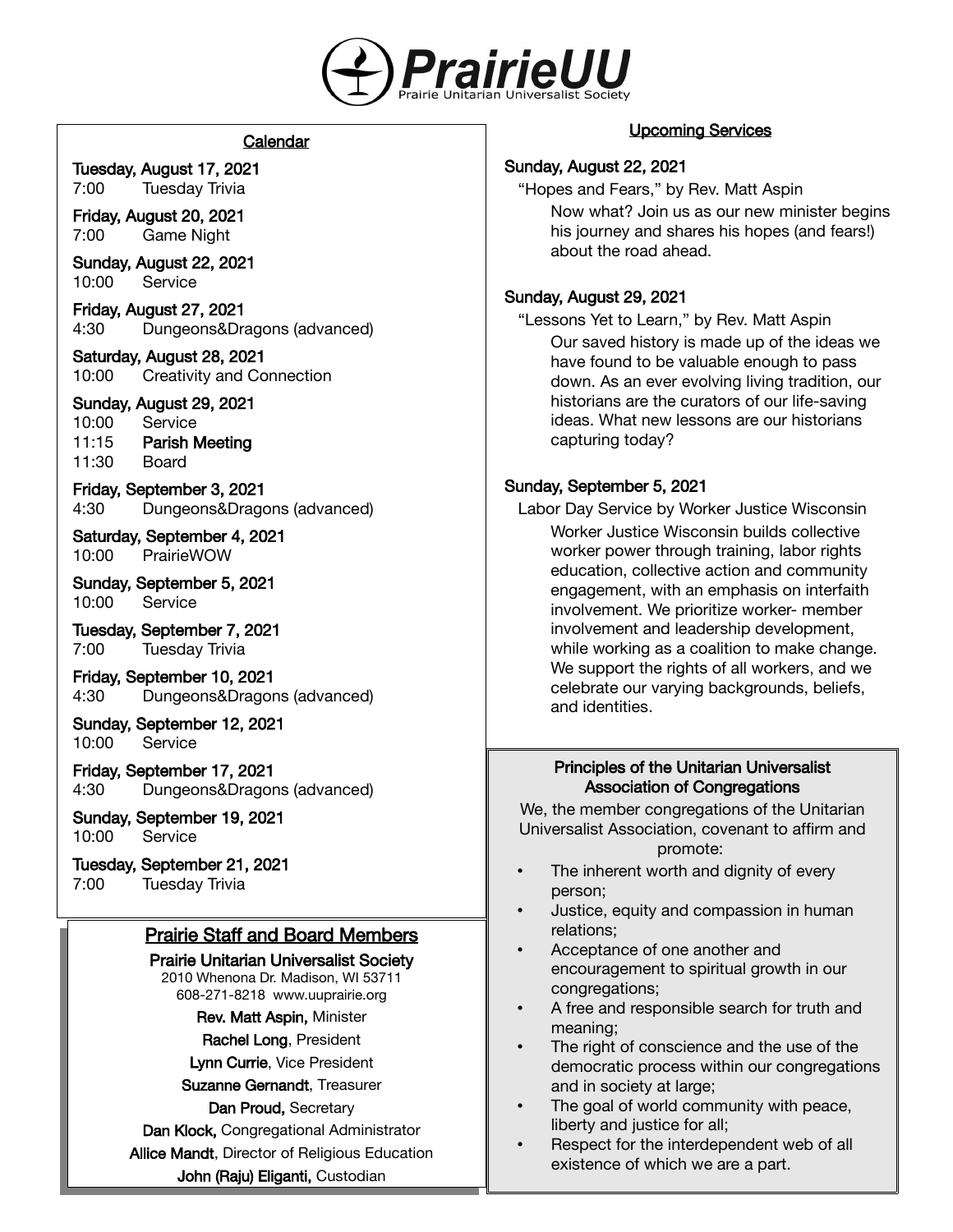# PrairieUU

Prairie Unitarian Universalist Society

## Calendar

**Tuesday, August 17, 2021**
7:00 Tuesday Trivia

**Friday, August 20, 2021**
7:00 Game Night

**Sunday, August 22, 2021**
10:00 Service

**Friday, August 27, 2021**
4:30 Dungeons&Dragons (advanced)

**Saturday, August 28, 2021**
10:00 Creativity and Connection

**Sunday, August 29, 2021**
10:00 Service
11:15 **Parish Meeting**
11:30 Board

**Friday, September 3, 2021**
4:30 Dungeons&Dragons (advanced)

**Saturday, September 4, 2021**
10:00 PrairieWOW

**Sunday, September 5, 2021**
10:00 Service

**Tuesday, September 7, 2021**
7:00 Tuesday Trivia

**Friday, September 10, 2021**
4:30 Dungeons&Dragons (advanced)

**Sunday, September 12, 2021**
10:00 Service

**Friday, September 17, 2021**
4:30 Dungeons&Dragons (advanced)

**Sunday, September 19, 2021**
10:00 Service

**Tuesday, September 21, 2021**
7:00 Tuesday Trivia

## Prairie Staff and Board Members

**Prairie Unitarian Universalist Society**
2010 Whenona Dr. Madison, WI 53711
608-271-8218 www.uuprairie.org

**Rev. Matt Aspin,** Minister
**Rachel Long**, President
**Lynn Currie**, Vice President
**Suzanne Gernandt**, Treasurer
**Dan Proud,** Secretary
**Dan Klock,** Congregational Administrator
**Allice Mandt**, Director of Religious Education
**John (Raju) Eliganti,** Custodian

## Upcoming Services

**Sunday, August 22, 2021**

"Hopes and Fears," by Rev. Matt Aspin

Now what? Join us as our new minister begins his journey and shares his hopes (and fears!) about the road ahead.

**Sunday, August 29, 2021**

"Lessons Yet to Learn," by Rev. Matt Aspin

Our saved history is made up of the ideas we have found to be valuable enough to pass down. As an ever evolving living tradition, our historians are the curators of our life-saving ideas. What new lessons are our historians capturing today?

**Sunday, September 5, 2021**

Labor Day Service by Worker Justice Wisconsin

Worker Justice Wisconsin builds collective worker power through training, labor rights education, collective action and community engagement, with an emphasis on interfaith involvement. We prioritize worker- member involvement and leadership development, while working as a coalition to make change. We support the rights of all workers, and we celebrate our varying backgrounds, beliefs, and identities.

## Principles of the Unitarian Universalist Association of Congregations

We, the member congregations of the Unitarian Universalist Association, covenant to affirm and promote:

- The inherent worth and dignity of every person;
- Justice, equity and compassion in human relations;
- Acceptance of one another and encouragement to spiritual growth in our congregations;
- A free and responsible search for truth and meaning;
- The right of conscience and the use of the democratic process within our congregations and in society at large;
- The goal of world community with peace, liberty and justice for all;
- Respect for the interdependent web of all existence of which we are a part.